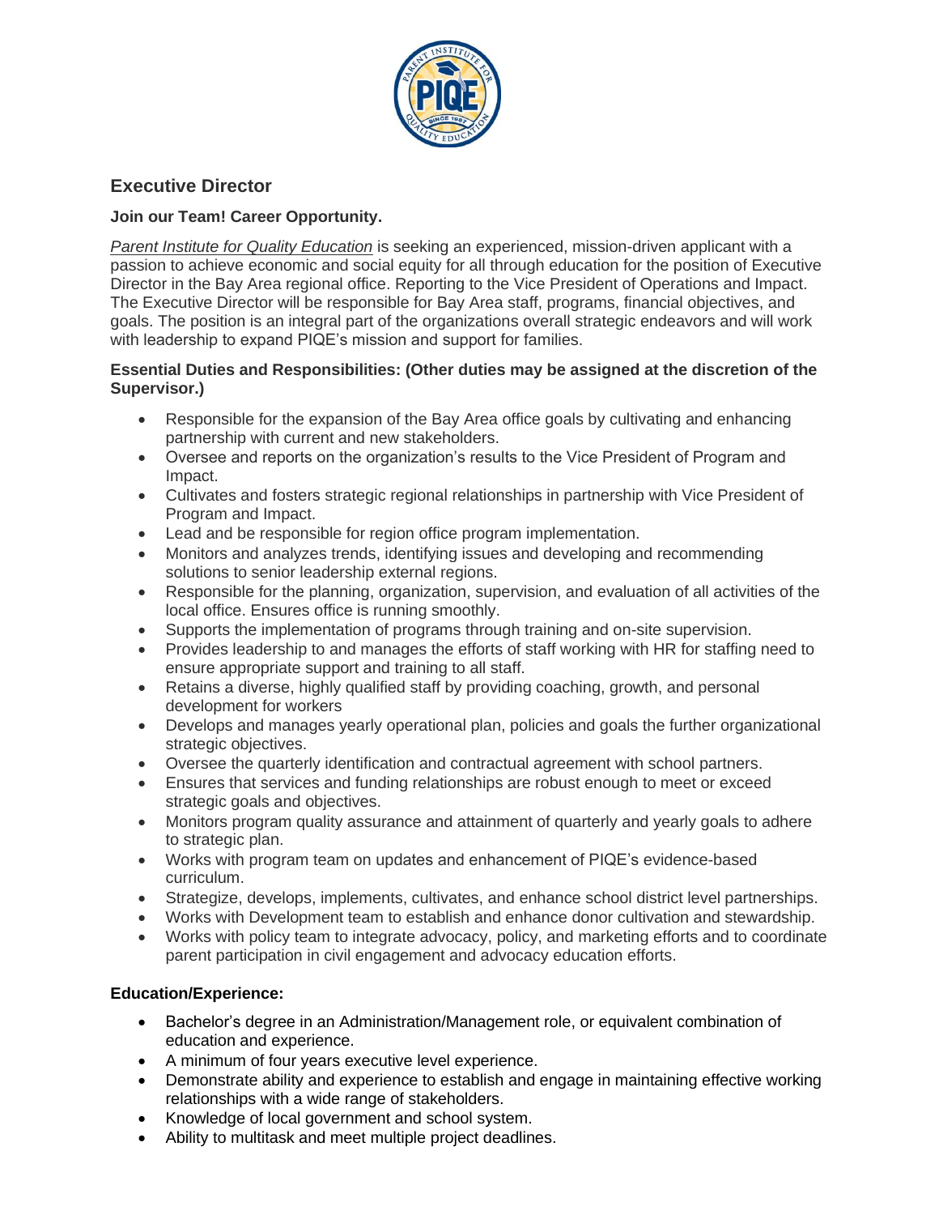## Executive Director

**Join our Team! Career Opportunity.**

*Parent Institute for Quality Education* is seeking an experienced, mission-driven applicant with a passion to achieve economic and social equity for all through education for the position of Executive Director in the Bay Area regional office. Reporting to the Vice President of Operations and Impact. The Executive Director will be responsible for Bay Area staff, programs, financial objectives, and goals. The position is an integral part of the organizations overall strategic endeavors and will work with leadership to expand PIQE's mission and support for families.

**Essential Duties and Responsibilities: (Other duties may be assigned at the discretion of the Supervisor.)**

- Responsible for the expansion of the Bay Area office goals by cultivating and enhancing partnership with current and new stakeholders.
- Oversee and reports on the organization's results to the Vice President of Program and Impact.
- Cultivates and fosters strategic regional relationships in partnership with Vice President of Program and Impact.
- Lead and be responsible for region office program implementation.
- Monitors and analyzes trends, identifying issues and developing and recommending solutions to senior leadership external regions.
- Responsible for the planning, organization, supervision, and evaluation of all activities of the local office. Ensures office is running smoothly.
- Supports the implementation of programs through training and on-site supervision.
- Provides leadership to and manages the efforts of staff working with HR for staffing need to ensure appropriate support and training to all staff.
- Retains a diverse, highly qualified staff by providing coaching, growth, and personal development for workers
- Develops and manages yearly operational plan, policies and goals the further organizational strategic objectives.
- Oversee the quarterly identification and contractual agreement with school partners.
- Ensures that services and funding relationships are robust enough to meet or exceed strategic goals and objectives.
- Monitors program quality assurance and attainment of quarterly and yearly goals to adhere to strategic plan.
- Works with program team on updates and enhancement of PIQE's evidence-based curriculum.
- Strategize, develops, implements, cultivates, and enhance school district level partnerships.
- Works with Development team to establish and enhance donor cultivation and stewardship.
- Works with policy team to integrate advocacy, policy, and marketing efforts and to coordinate parent participation in civil engagement and advocacy education efforts.

**Education/Experience:**

- Bachelor's degree in an Administration/Management role, or equivalent combination of education and experience.
- A minimum of four years executive level experience.
- Demonstrate ability and experience to establish and engage in maintaining effective working relationships with a wide range of stakeholders.
- Knowledge of local government and school system.
- Ability to multitask and meet multiple project deadlines.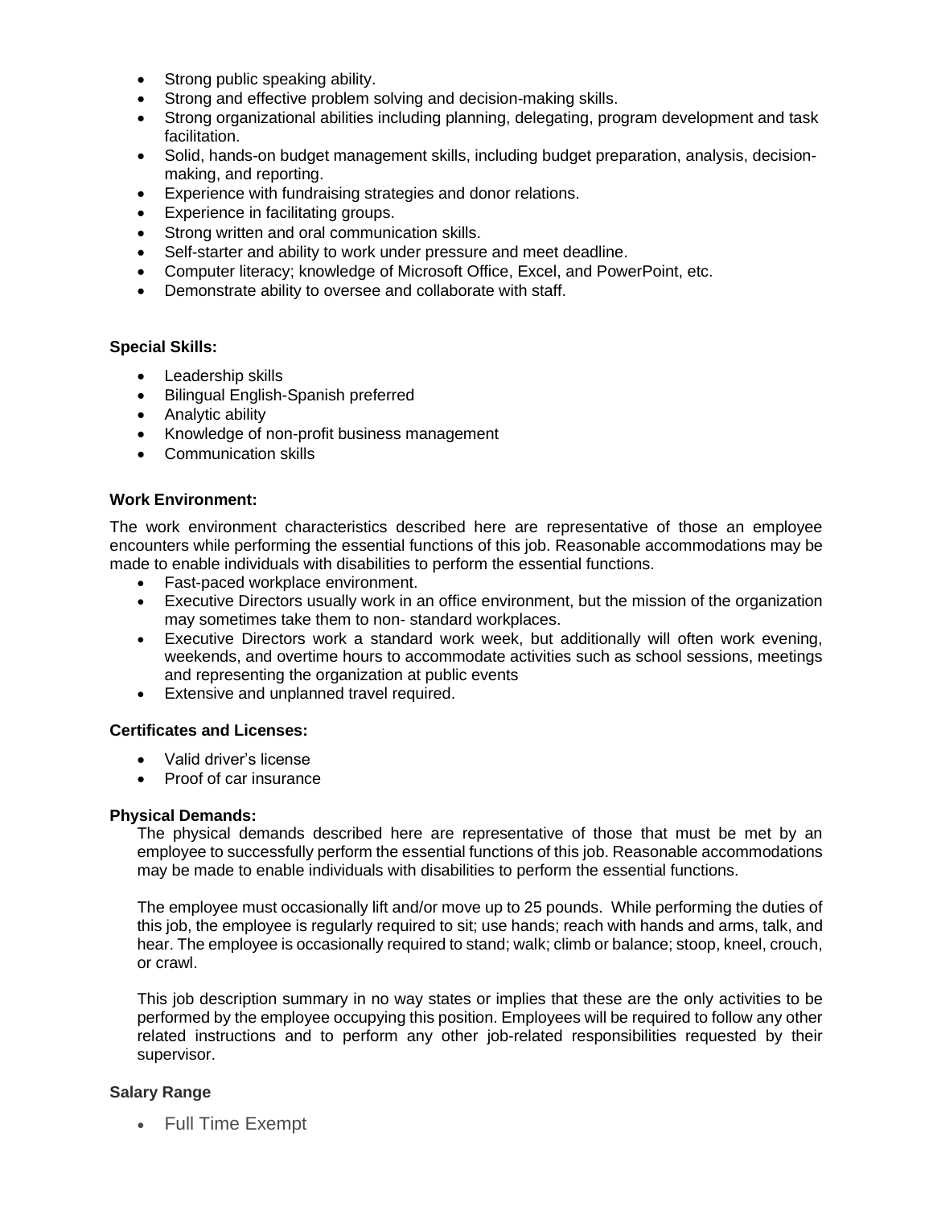- Strong public speaking ability.
- Strong and effective problem solving and decision-making skills.
- Strong organizational abilities including planning, delegating, program development and task facilitation.
- Solid, hands-on budget management skills, including budget preparation, analysis, decision-making, and reporting.
- Experience with fundraising strategies and donor relations.
- Experience in facilitating groups.
- Strong written and oral communication skills.
- Self-starter and ability to work under pressure and meet deadline.
- Computer literacy; knowledge of Microsoft Office, Excel, and PowerPoint, etc.
- Demonstrate ability to oversee and collaborate with staff.

**Special Skills:**

- Leadership skills
- Bilingual English-Spanish preferred
- Analytic ability
- Knowledge of non-profit business management
- Communication skills

**Work Environment:**

The work environment characteristics described here are representative of those an employee encounters while performing the essential functions of this job. Reasonable accommodations may be made to enable individuals with disabilities to perform the essential functions.

- Fast-paced workplace environment.
- Executive Directors usually work in an office environment, but the mission of the organization may sometimes take them to non- standard workplaces.
- Executive Directors work a standard work week, but additionally will often work evening, weekends, and overtime hours to accommodate activities such as school sessions, meetings and representing the organization at public events
- Extensive and unplanned travel required.

**Certificates and Licenses:**

- Valid driver's license
- Proof of car insurance

**Physical Demands:**

The physical demands described here are representative of those that must be met by an employee to successfully perform the essential functions of this job. Reasonable accommodations may be made to enable individuals with disabilities to perform the essential functions.

The employee must occasionally lift and/or move up to 25 pounds. While performing the duties of this job, the employee is regularly required to sit; use hands; reach with hands and arms, talk, and hear. The employee is occasionally required to stand; walk; climb or balance; stoop, kneel, crouch, or crawl.

This job description summary in no way states or implies that these are the only activities to be performed by the employee occupying this position. Employees will be required to follow any other related instructions and to perform any other job-related responsibilities requested by their supervisor.

**Salary Range**

- Full Time Exempt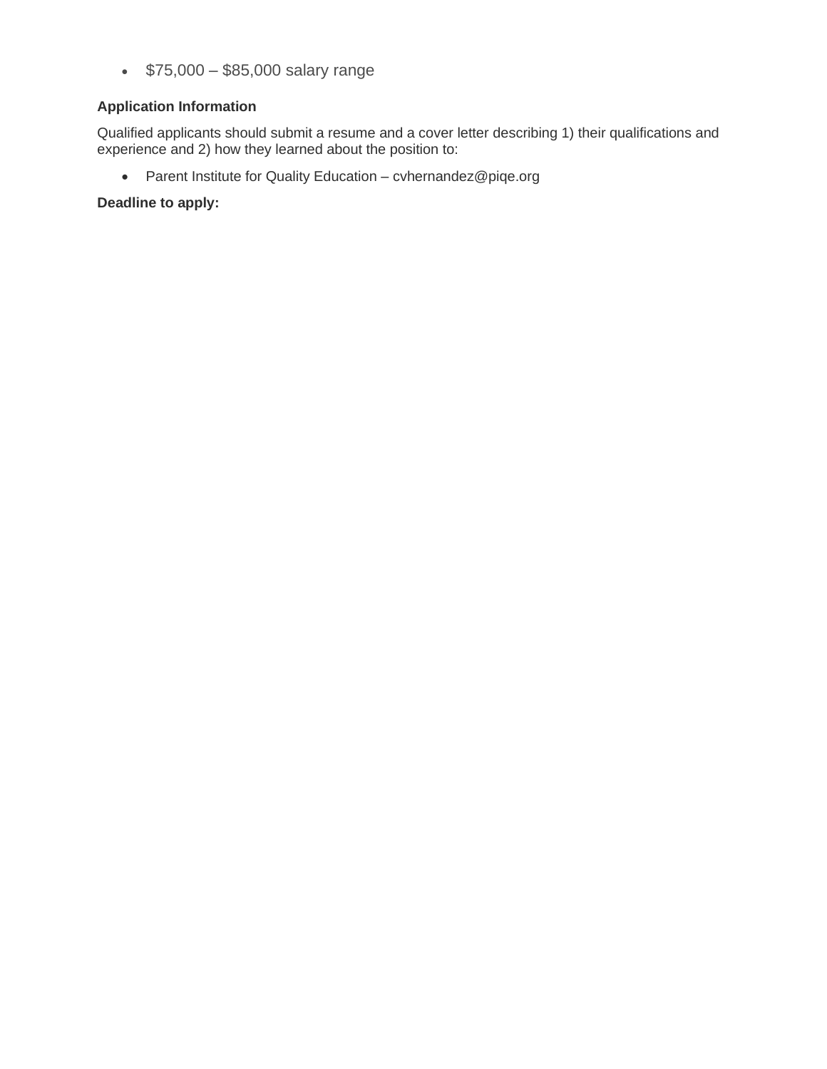- $75,000 – $85,000 salary range

**Application Information**

Qualified applicants should submit a resume and a cover letter describing 1) their qualifications and experience and 2) how they learned about the position to:

- Parent Institute for Quality Education – cvhernandez@piqe.org

**Deadline to apply:**